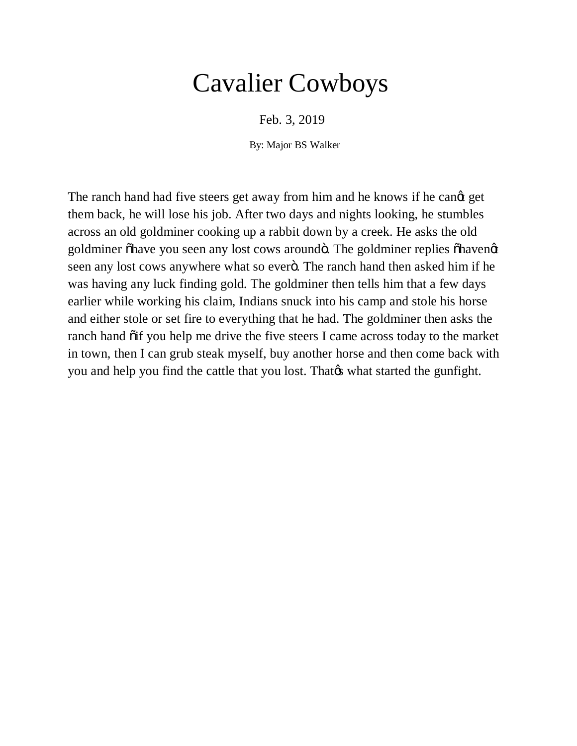# Cavalier Cowboys

Feb. 3, 2019

By: Major BS Walker

The ranch hand had five steers get away from him and he knows if he canøt get them back, he will lose his job. After two days and nights looking, he stumbles across an old goldminer cooking up a rabbit down by a creek. He asks the old goldminer õhave you seen any lost cows aroundö. The goldminer replies õhavenøt seen any lost cows anywhere what so everö. The ranch hand then asked him if he was having any luck finding gold. The goldminer then tells him that a few days earlier while working his claim, Indians snuck into his camp and stole his horse and either stole or set fire to everything that he had. The goldminer then asks the ranch hand õif you help me drive the five steers I came across today to the market in town, then I can grub steak myself, buy another horse and then come back with you and help you find the cattle that you lost. Thatøs what started the gunfight.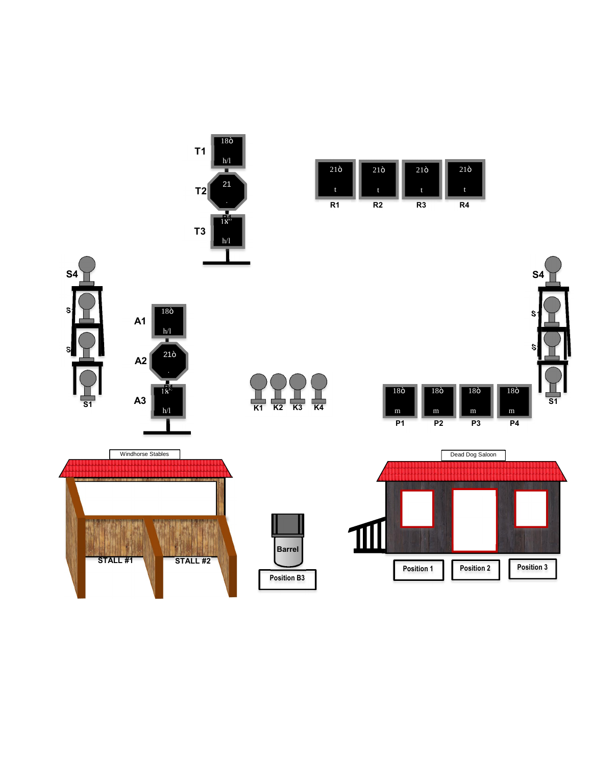T1 18ò h/l

T2 21 .

T3 18" h/l

21ò t R1

21ò t R2

21ò t R3

21ò t R4

S4

S3

S2

S1

A1 18ò h/l

A2 21ò .

A3 18" h/l

K1 K2 K3 K4

18ò m P1

18ò m P2

18ò m P3

18ò m P4

S4

S3

S2

S1

Windhorse Stables

STALL #1

STALL #2

Barrel

Position B3

Dead Dog Saloon

Position 1

Position 2

Position 3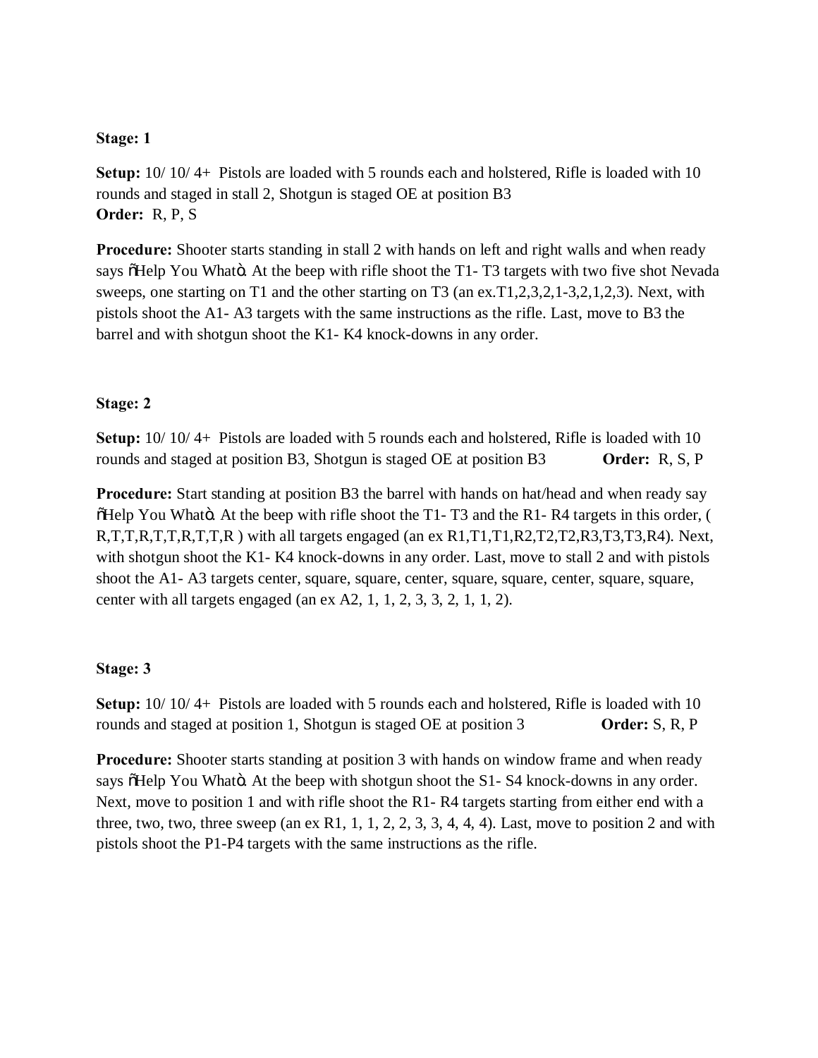**Stage: 1**

**Setup:** 10/ 10/ 4+ Pistols are loaded with 5 rounds each and holstered, Rifle is loaded with 10 rounds and staged in stall 2, Shotgun is staged OE at position B3
**Order:** R, P, S

**Procedure:** Shooter starts standing in stall 2 with hands on left and right walls and when ready says õHelp You Whatö. At the beep with rifle shoot the T1- T3 targets with two five shot Nevada sweeps, one starting on T1 and the other starting on T3 (an ex.T1,2,3,2,1-3,2,1,2,3). Next, with pistols shoot the A1- A3 targets with the same instructions as the rifle. Last, move to B3 the barrel and with shotgun shoot the K1- K4 knock-downs in any order.

**Stage: 2**

**Setup:** 10/ 10/ 4+ Pistols are loaded with 5 rounds each and holstered, Rifle is loaded with 10 rounds and staged at position B3, Shotgun is staged OE at position B3 **Order:** R, S, P

**Procedure:** Start standing at position B3 the barrel with hands on hat/head and when ready say õHelp You Whatö. At the beep with rifle shoot the T1- T3 and the R1- R4 targets in this order, ( R,T,T,R,T,T,R,T,T,R ) with all targets engaged (an ex R1,T1,T1,R2,T2,T2,R3,T3,T3,R4). Next, with shotgun shoot the K1- K4 knock-downs in any order. Last, move to stall 2 and with pistols shoot the A1- A3 targets center, square, square, center, square, square, center, square, square, center with all targets engaged (an ex A2, 1, 1, 2, 3, 3, 2, 1, 1, 2).

**Stage: 3**

**Setup:** 10/ 10/ 4+ Pistols are loaded with 5 rounds each and holstered, Rifle is loaded with 10 rounds and staged at position 1, Shotgun is staged OE at position 3 **Order:** S, R, P

**Procedure:** Shooter starts standing at position 3 with hands on window frame and when ready says õHelp You Whatö. At the beep with shotgun shoot the S1- S4 knock-downs in any order. Next, move to position 1 and with rifle shoot the R1- R4 targets starting from either end with a three, two, two, three sweep (an ex R1, 1, 1, 2, 2, 3, 3, 4, 4, 4). Last, move to position 2 and with pistols shoot the P1-P4 targets with the same instructions as the rifle.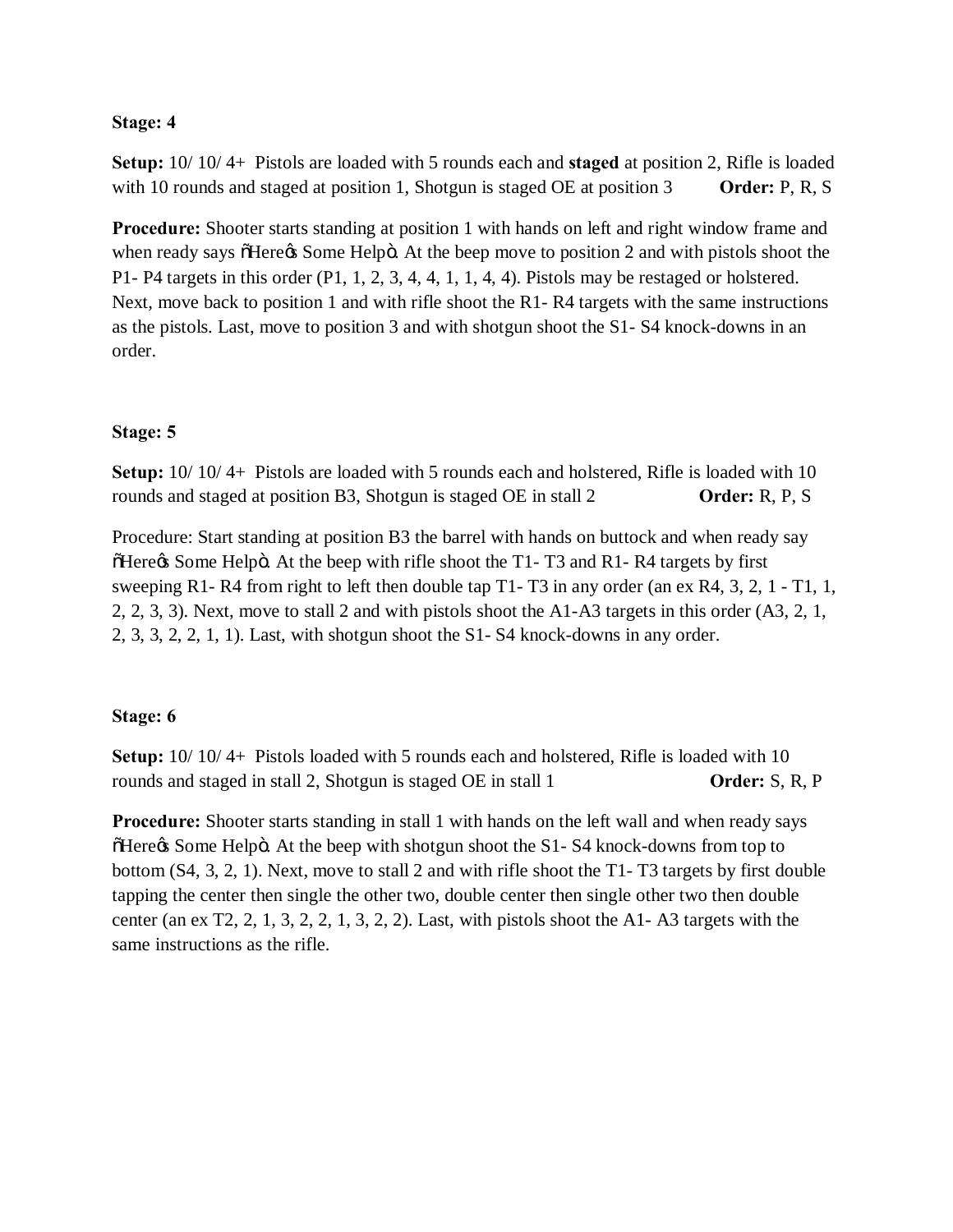**Stage: 4**

**Setup:** 10/ 10/ 4+ Pistols are loaded with 5 rounds each and **staged** at position 2, Rifle is loaded with 10 rounds and staged at position 1, Shotgun is staged OE at position 3 **Order:** P, R, S

**Procedure:** Shooter starts standing at position 1 with hands on left and right window frame and when ready says õHereøs Some Helpö. At the beep move to position 2 and with pistols shoot the P1- P4 targets in this order (P1, 1, 2, 3, 4, 4, 1, 1, 4, 4). Pistols may be restaged or holstered. Next, move back to position 1 and with rifle shoot the R1- R4 targets with the same instructions as the pistols. Last, move to position 3 and with shotgun shoot the S1- S4 knock-downs in an order.

**Stage: 5**

**Setup:** 10/ 10/ 4+ Pistols are loaded with 5 rounds each and holstered, Rifle is loaded with 10 rounds and staged at position B3, Shotgun is staged OE in stall 2 **Order:** R, P, S

Procedure: Start standing at position B3 the barrel with hands on buttock and when ready say õHereøs Some Helpö. At the beep with rifle shoot the T1- T3 and R1- R4 targets by first sweeping R1- R4 from right to left then double tap T1- T3 in any order (an ex R4, 3, 2, 1 - T1, 1, 2, 2, 3, 3). Next, move to stall 2 and with pistols shoot the A1-A3 targets in this order (A3, 2, 1, 2, 3, 3, 2, 2, 1, 1). Last, with shotgun shoot the S1- S4 knock-downs in any order.

**Stage: 6**

**Setup:** 10/ 10/ 4+ Pistols loaded with 5 rounds each and holstered, Rifle is loaded with 10 rounds and staged in stall 2, Shotgun is staged OE in stall 1 **Order:** S, R, P

**Procedure:** Shooter starts standing in stall 1 with hands on the left wall and when ready says õHereøs Some Helpö. At the beep with shotgun shoot the S1- S4 knock-downs from top to bottom (S4, 3, 2, 1). Next, move to stall 2 and with rifle shoot the T1- T3 targets by first double tapping the center then single the other two, double center then single other two then double center (an ex T2, 2, 1, 3, 2, 2, 1, 3, 2, 2). Last, with pistols shoot the A1- A3 targets with the same instructions as the rifle.